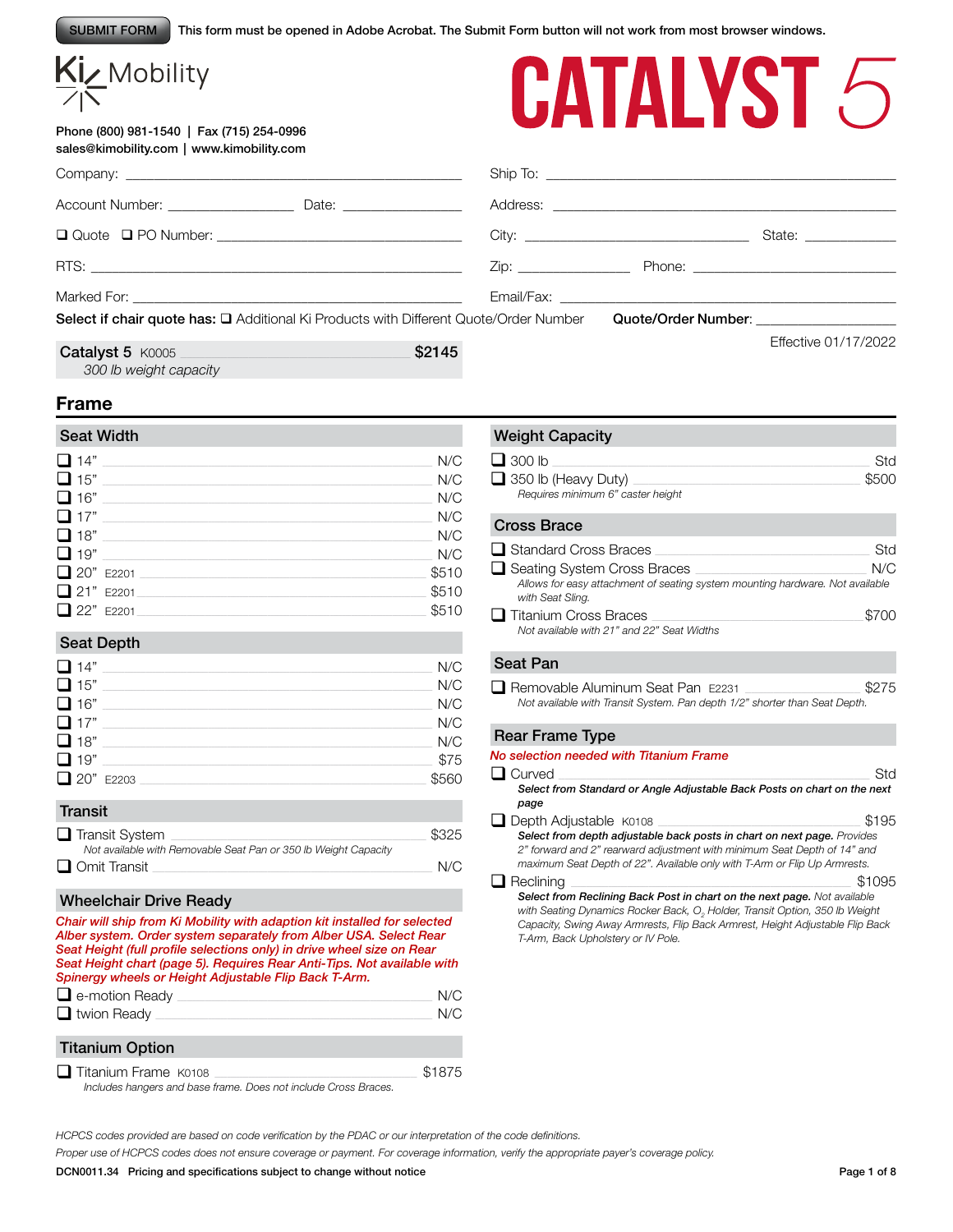SUBMIT FORM This form must be opened in Adobe Acrobat. The Submit Form button will not work from most browser windows.

Ki Mobility

# CATALYST 5

Phone (800) 981-1540 | Fax (715) 254-0996
sales@kimobility.com | www.kimobility.com

Company: ______________________

Account Number: ____________ Date: ____________

❑ Quote ❑ PO Number: ______________________

RTS: ______________________

Marked For: ______________________

Ship To: ______________________

Address: ______________________

City: ____________ State: ____________

Zip: ____________ Phone: ____________

Email/Fax: ______________________

**Select if chair quote has:** ❑ Additional Ki Products with Different Quote/Order Number **Quote/Order Number**: ____________

Effective 01/17/2022

| **Catalyst 5** K0005 | **$2145** |
|---|---|
| *300 lb weight capacity* | |

## Frame

### Seat Width

| Option | Price |
|---|---|
| ❑ 14" | N/C |
| ❑ 15" | N/C |
| ❑ 16" | N/C |
| ❑ 17" | N/C |
| ❑ 18" | N/C |
| ❑ 19" | N/C |
| ❑ 20" E2201 | $510 |
| ❑ 21" E2201 | $510 |
| ❑ 22" E2201 | $510 |

### Seat Depth

| Option | Price |
|---|---|
| ❑ 14" | N/C |
| ❑ 15" | N/C |
| ❑ 16" | N/C |
| ❑ 17" | N/C |
| ❑ 18" | N/C |
| ❑ 19" | $75 |
| ❑ 20" E2203 | $560 |

### Transit

| Option | Price |
|---|---|
| ❑ Transit System *Not available with Removable Seat Pan or 350 lb Weight Capacity* | $325 |
| ❑ Omit Transit | N/C |

### Wheelchair Drive Ready

*Chair will ship from Ki Mobility with adaption kit installed for selected Alber system. Order system separately from Alber USA. Select Rear Seat Height (full profile selections only) in drive wheel size on Rear Seat Height chart (page 5). Requires Rear Anti-Tips. Not available with Spinergy wheels or Height Adjustable Flip Back T-Arm.*

| Option | Price |
|---|---|
| ❑ e-motion Ready | N/C |
| ❑ twion Ready | N/C |

### Titanium Option

| Option | Price |
|---|---|
| ❑ Titanium Frame K0108 *Includes hangers and base frame. Does not include Cross Braces.* | $1875 |

### Weight Capacity

| Option | Price |
|---|---|
| ❑ 300 lb | Std |
| ❑ 350 lb (Heavy Duty) *Requires minimum 6" caster height* | $500 |

### Cross Brace

| Option | Price |
|---|---|
| ❑ Standard Cross Braces | Std |
| ❑ Seating System Cross Braces *Allows for easy attachment of seating system mounting hardware. Not available with Seat Sling.* | N/C |
| ❑ Titanium Cross Braces *Not available with 21" and 22" Seat Widths* | $700 |

### Seat Pan

| Option | Price |
|---|---|
| ❑ Removable Aluminum Seat Pan E2231 *Not available with Transit System. Pan depth 1/2" shorter than Seat Depth.* | $275 |

### Rear Frame Type

*No selection needed with Titanium Frame*

| Option | Price |
|---|---|
| ❑ Curved ***Select from Standard or Angle Adjustable Back Posts on chart on the next page*** | Std |
| ❑ Depth Adjustable K0108 ***Select from depth adjustable back posts in chart on next page.*** *Provides 2" forward and 2" rearward adjustment with minimum Seat Depth of 14" and maximum Seat Depth of 22". Available only with T-Arm or Flip Up Armrests.* | $195 |
| ❑ Reclining ***Select from Reclining Back Post in chart on the next page.*** *Not available with Seating Dynamics Rocker Back, $O_2$ Holder, Transit Option, 350 lb Weight Capacity, Swing Away Armrests, Flip Back Armrest, Height Adjustable Flip Back T-Arm, Back Upholstery or IV Pole.* | $1095 |

*HCPCS codes provided are based on code verification by the PDAC or our interpretation of the code definitions.*

*Proper use of HCPCS codes does not ensure coverage or payment. For coverage information, verify the appropriate payer's coverage policy.*

**DCN0011.34 Pricing and specifications subject to change without notice**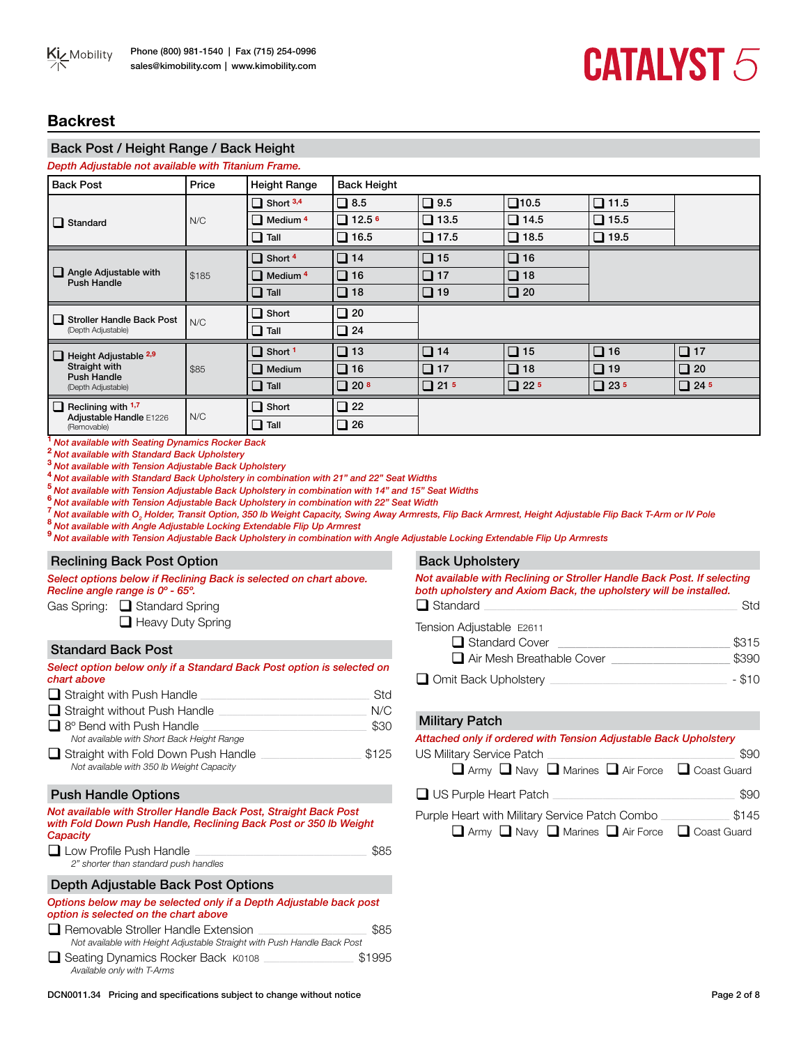## Backrest

### Back Post / Height Range / Back Height

*Depth Adjustable not available with Titanium Frame.*

| Back Post | Price | Height Range | Back Height | | | | |
|---|---|---|---|---|---|---|---|
| ❑ Standard | N/C | ❑ Short [3,4] | ❑ 8.5 | ❑ 9.5 | ❑ 10.5 | ❑ 11.5 | |
| | | ❑ Medium [4] | ❑ 12.5 [6] | ❑ 13.5 | ❑ 14.5 | ❑ 15.5 | |
| | | ❑ Tall | ❑ 16.5 | ❑ 17.5 | ❑ 18.5 | ❑ 19.5 | |
| ❑ Angle Adjustable with Push Handle | $185 | ❑ Short [4] | ❑ 14 | ❑ 15 | ❑ 16 | | |
| | | ❑ Medium [4] | ❑ 16 | ❑ 17 | ❑ 18 | | |
| | | ❑ Tall | ❑ 18 | ❑ 19 | ❑ 20 | | |
| ❑ Stroller Handle Back Post (Depth Adjustable) | N/C | ❑ Short | ❑ 20 | | | | |
| | | ❑ Tall | ❑ 24 | | | | |
| ❑ Height Adjustable [2,9] Straight with Push Handle (Depth Adjustable) | $85 | ❑ Short [1] | ❑ 13 | ❑ 14 | ❑ 15 | ❑ 16 | ❑ 17 |
| | | ❑ Medium | ❑ 16 | ❑ 17 | ❑ 18 | ❑ 19 | ❑ 20 |
| | | ❑ Tall | ❑ 20 [8] | ❑ 21 [5] | ❑ 22 [5] | ❑ 23 [5] | ❑ 24 [5] |
| ❑ Reclining with [1,7] Adjustable Handle E1226 (Removable) | N/C | ❑ Short | ❑ 22 | | | | |
| | | ❑ Tall | ❑ 26 | | | | |

[1] *Not available with Seating Dynamics Rocker Back*
[2] *Not available with Standard Back Upholstery*
[3] *Not available with Tension Adjustable Back Upholstery*
[4] *Not available with Standard Back Upholstery in combination with 21" and 22" Seat Widths*
[5] *Not available with Tension Adjustable Back Upholstery in combination with 14" and 15" Seat Widths*
[6] *Not available with Tension Adjustable Back Upholstery in combination with 22" Seat Width*
[7] *Not available with $O_2$ Holder, Transit Option, 350 lb Weight Capacity, Swing Away Armrests, Flip Back Armrest, Height Adjustable Flip Back T-Arm or IV Pole*
[8] *Not available with Angle Adjustable Locking Extendable Flip Up Armrest*
[9] *Not available with Tension Adjustable Back Upholstery in combination with Angle Adjustable Locking Extendable Flip Up Armrests*

### Reclining Back Post Option

*Select options below if Reclining Back is selected on chart above. Recline angle range is 0º - 65º.*

Gas Spring: ❑ Standard Spring
❑ Heavy Duty Spring

### Standard Back Post

*Select option below only if a Standard Back Post option is selected on chart above*

- ❑ Straight with Push Handle — Std
- ❑ Straight without Push Handle — N/C
- ❑ 8º Bend with Push Handle — $30
  *Not available with Short Back Height Range*
- ❑ Straight with Fold Down Push Handle — $125
  *Not available with 350 lb Weight Capacity*

### Push Handle Options

*Not available with Stroller Handle Back Post, Straight Back Post with Fold Down Push Handle, Reclining Back Post or 350 lb Weight Capacity*

- ❑ Low Profile Push Handle — $85
  *2" shorter than standard push handles*

### Depth Adjustable Back Post Options

*Options below may be selected only if a Depth Adjustable back post option is selected on the chart above*

- ❑ Removable Stroller Handle Extension — $85
  *Not available with Height Adjustable Straight with Push Handle Back Post*
- ❑ Seating Dynamics Rocker Back K0108 — $1995
  *Available only with T-Arms*

### Back Upholstery

*Not available with Reclining or Stroller Handle Back Post. If selecting both upholstery and Axiom Back, the upholstery will be installed.*

- ❑ Standard — Std

Tension Adjustable E2611
- ❑ Standard Cover — $315
- ❑ Air Mesh Breathable Cover — $390

- ❑ Omit Back Upholstery — - $10

### Military Patch

*Attached only if ordered with Tension Adjustable Back Upholstery*

US Military Service Patch — $90
❑ Army ❑ Navy ❑ Marines ❑ Air Force ❑ Coast Guard

❑ US Purple Heart Patch — $90

Purple Heart with Military Service Patch Combo — $145
❑ Army ❑ Navy ❑ Marines ❑ Air Force ❑ Coast Guard

DCN0011.34 Pricing and specifications subject to change without notice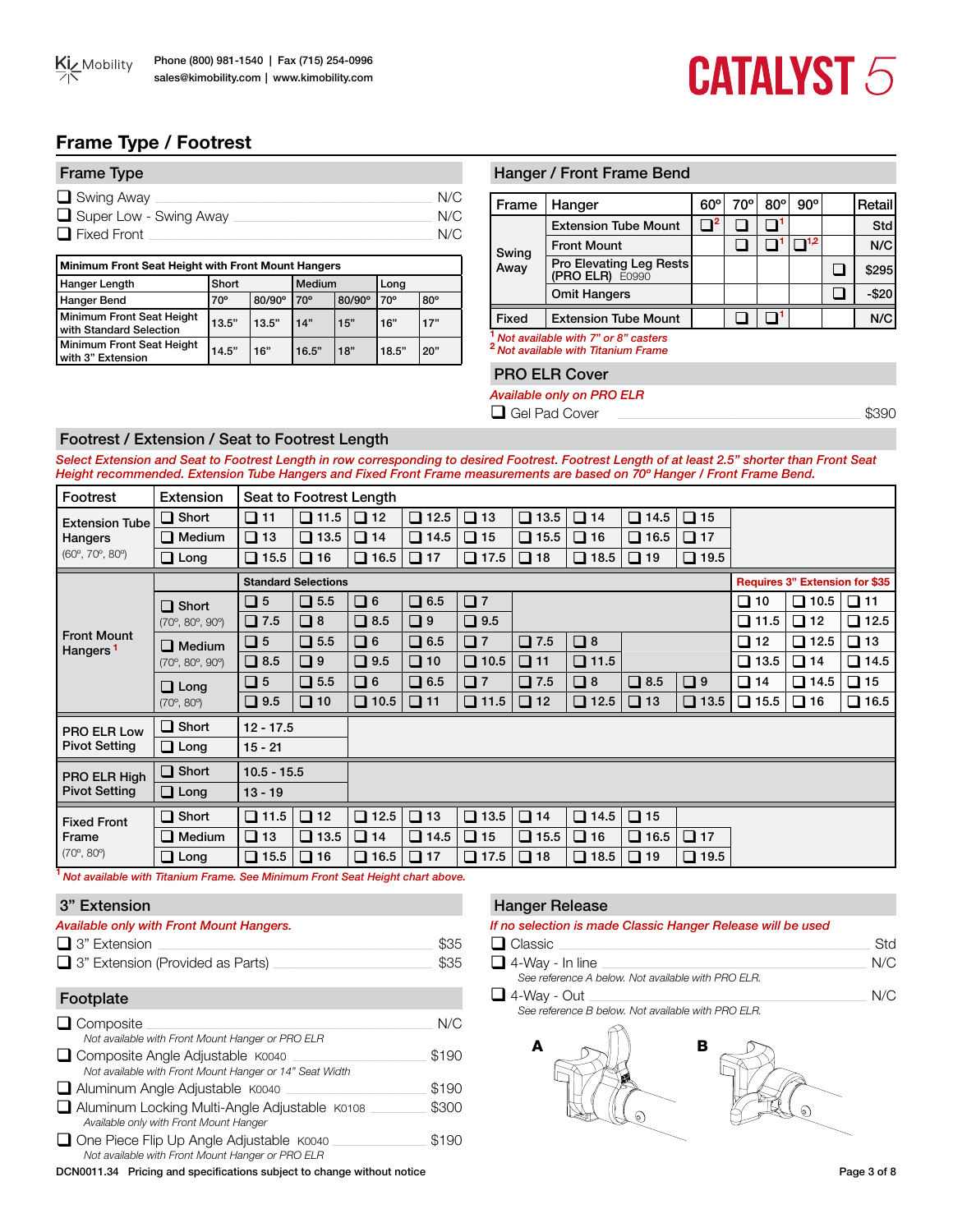# Frame Type / Footrest

## Frame Type

- ❑ Swing Away — N/C
- ❑ Super Low - Swing Away — N/C
- ❑ Fixed Front — N/C

| Minimum Front Seat Height with Front Mount Hangers | | | | | | |
|---|---|---|---|---|---|---|
| Hanger Length | Short | | Medium | | Long | |
| Hanger Bend | 70º | 80/90º | 70º | 80/90º | 70º | 80º |
| Minimum Front Seat Height with Standard Selection | 13.5" | 13.5" | 14" | 15" | 16" | 17" |
| Minimum Front Seat Height with 3" Extension | 14.5" | 16" | 16.5" | 18" | 18.5" | 20" |

## Hanger / Front Frame Bend

| Frame | Hanger | 60º | 70º | 80º | 90º | | Retail |
|---|---|---|---|---|---|---|---|
| Swing Away | Extension Tube Mount | ❑[2] | ❑ | ❑[1] | | | Std |
| | Front Mount | | ❑ | ❑[1] | ❑[1,2] | | N/C |
| | Pro Elevating Leg Rests (PRO ELR) E0990 | | | | | ❑ | $295 |
| | Omit Hangers | | | | | ❑ | -$20 |
| Fixed | Extension Tube Mount | | ❑ | ❑[1] | | | N/C |

[1] *Not available with 7" or 8" casters*
[2] *Not available with Titanium Frame*

## PRO ELR Cover

*Available only on PRO ELR*

- ❑ Gel Pad Cover — $390

## Footrest / Extension / Seat to Footrest Length

*Select Extension and Seat to Footrest Length in row corresponding to desired Footrest. Footrest Length of at least 2.5" shorter than Front Seat Height recommended. Extension Tube Hangers and Fixed Front Frame measurements are based on 70º Hanger / Front Frame Bend.*

| Footrest | Extension | Seat to Footrest Length | | | | | | | | | | | |
|---|---|---|---|---|---|---|---|---|---|---|---|---|---|
| Extension Tube Hangers (60º, 70º, 80º) | ❑ Short | ❑ 11 | ❑ 11.5 | ❑ 12 | ❑ 12.5 | ❑ 13 | ❑ 13.5 | ❑ 14 | ❑ 14.5 | ❑ 15 | | | |
| | ❑ Medium | ❑ 13 | ❑ 13.5 | ❑ 14 | ❑ 14.5 | ❑ 15 | ❑ 15.5 | ❑ 16 | ❑ 16.5 | ❑ 17 | | | |
| | ❑ Long | ❑ 15.5 | ❑ 16 | ❑ 16.5 | ❑ 17 | ❑ 17.5 | ❑ 18 | ❑ 18.5 | ❑ 19 | ❑ 19.5 | | | |
| Front Mount Hangers[1] | | Standard Selections | | | | | | | | | Requires 3" Extension for $35 | | |
| | ❑ Short (70º, 80º, 90º) | ❑ 5 | ❑ 5.5 | ❑ 6 | ❑ 6.5 | ❑ 7 | | | | | ❑ 10 | ❑ 10.5 | ❑ 11 |
| | | ❑ 7.5 | ❑ 8 | ❑ 8.5 | ❑ 9 | ❑ 9.5 | | | | | ❑ 11.5 | ❑ 12 | ❑ 12.5 |
| | ❑ Medium (70º, 80º, 90º) | ❑ 5 | ❑ 5.5 | ❑ 6 | ❑ 6.5 | ❑ 7 | ❑ 7.5 | ❑ 8 | | | ❑ 12 | ❑ 12.5 | ❑ 13 |
| | | ❑ 8.5 | ❑ 9 | ❑ 9.5 | ❑ 10 | ❑ 10.5 | ❑ 11 | ❑ 11.5 | | | ❑ 13.5 | ❑ 14 | ❑ 14.5 |
| | ❑ Long (70º, 80º) | ❑ 5 | ❑ 5.5 | ❑ 6 | ❑ 6.5 | ❑ 7 | ❑ 7.5 | ❑ 8 | ❑ 8.5 | ❑ 9 | ❑ 14 | ❑ 14.5 | ❑ 15 |
| | | ❑ 9.5 | ❑ 10 | ❑ 10.5 | ❑ 11 | ❑ 11.5 | ❑ 12 | ❑ 12.5 | ❑ 13 | ❑ 13.5 | ❑ 15.5 | ❑ 16 | ❑ 16.5 |
| PRO ELR Low Pivot Setting | ❑ Short | 12 - 17.5 | | | | | | | | | | | |
| | ❑ Long | 15 - 21 | | | | | | | | | | | |
| PRO ELR High Pivot Setting | ❑ Short | 10.5 - 15.5 | | | | | | | | | | | |
| | ❑ Long | 13 - 19 | | | | | | | | | | | |
| Fixed Front Frame (70º, 80º) | ❑ Short | ❑ 11.5 | ❑ 12 | ❑ 12.5 | ❑ 13 | ❑ 13.5 | ❑ 14 | ❑ 14.5 | ❑ 15 | | | | |
| | ❑ Medium | ❑ 13 | ❑ 13.5 | ❑ 14 | ❑ 14.5 | ❑ 15 | ❑ 15.5 | ❑ 16 | ❑ 16.5 | ❑ 17 | | | |
| | ❑ Long | ❑ 15.5 | ❑ 16 | ❑ 16.5 | ❑ 17 | ❑ 17.5 | ❑ 18 | ❑ 18.5 | ❑ 19 | ❑ 19.5 | | | |

[1] *Not available with Titanium Frame. See Minimum Front Seat Height chart above.*

## 3" Extension

*Available only with Front Mount Hangers.*

- ❑ 3" Extension — $35
- ❑ 3" Extension (Provided as Parts) — $35

## Footplate

- ❑ Composite — N/C
  *Not available with Front Mount Hanger or PRO ELR*
- ❑ Composite Angle Adjustable K0040 — $190
  *Not available with Front Mount Hanger or 14" Seat Width*
- ❑ Aluminum Angle Adjustable K0040 — $190
- ❑ Aluminum Locking Multi-Angle Adjustable K0108 — $300
  *Available only with Front Mount Hanger*
- ❑ One Piece Flip Up Angle Adjustable K0040 — $190
  *Not available with Front Mount Hanger or PRO ELR*

## Hanger Release

*If no selection is made Classic Hanger Release will be used*

- ❑ Classic — Std
- ❑ 4-Way - In line — N/C
  *See reference A below. Not available with PRO ELR.*
- ❑ 4-Way - Out — N/C
  *See reference B below. Not available with PRO ELR.*

A

B

DCN0011.34 Pricing and specifications subject to change without notice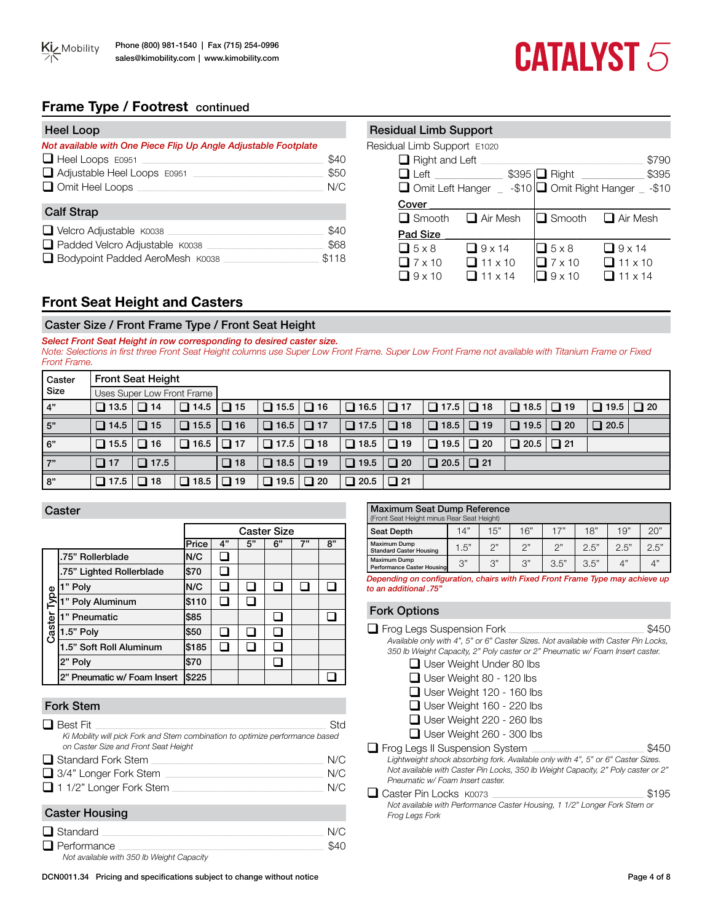## Frame Type / Footrest continued

### Heel Loop

*Not available with One Piece Flip Up Angle Adjustable Footplate*

- ❑ Heel Loops E0951 — $40
- ❑ Adjustable Heel Loops E0951 — $50
- ❑ Omit Heel Loops — N/C

### Calf Strap

- ❑ Velcro Adjustable K0038 — $40
- ❑ Padded Velcro Adjustable K0038 — $68
- ❑ Bodypoint Padded AeroMesh K0038 — $118

### Residual Limb Support

Residual Limb Support E1020

- ❑ Right and Left — $790

| Left | | Right | |
|---|---|---|---|
| ❑ Left — $395 | | ❑ Right — $395 | |
| ❑ Omit Left Hanger — -$10 | | ❑ Omit Right Hanger — -$10 | |
| **Cover** | | | |
| ❑ Smooth | ❑ Air Mesh | ❑ Smooth | ❑ Air Mesh |
| **Pad Size** | | | |
| ❑ 5 x 8 | ❑ 9 x 14 | ❑ 5 x 8 | ❑ 9 x 14 |
| ❑ 7 x 10 | ❑ 11 x 10 | ❑ 7 x 10 | ❑ 11 x 10 |
| ❑ 9 x 10 | ❑ 11 x 14 | ❑ 9 x 10 | ❑ 11 x 14 |

## Front Seat Height and Casters

### Caster Size / Front Frame Type / Front Seat Height

*Select Front Seat Height in row corresponding to desired caster size.*

*Note: Selections in first three Front Seat Height columns use Super Low Front Frame. Super Low Front Frame not available with Titanium Frame or Fixed Front Frame.*

| Caster Size | Front Seat Height (Uses Super Low Front Frame) | | | | | | | | | | | | | |
|---|---|---|---|---|---|---|---|---|---|---|---|---|---|---|
| 4" | ❑ 13.5 | ❑ 14 | ❑ 14.5 | ❑ 15 | ❑ 15.5 | ❑ 16 | ❑ 16.5 | ❑ 17 | ❑ 17.5 | ❑ 18 | ❑ 18.5 | ❑ 19 | ❑ 19.5 | ❑ 20 |
| 5" | ❑ 14.5 | ❑ 15 | ❑ 15.5 | ❑ 16 | ❑ 16.5 | ❑ 17 | ❑ 17.5 | ❑ 18 | ❑ 18.5 | ❑ 19 | ❑ 19.5 | ❑ 20 | ❑ 20.5 | |
| 6" | ❑ 15.5 | ❑ 16 | ❑ 16.5 | ❑ 17 | ❑ 17.5 | ❑ 18 | ❑ 18.5 | ❑ 19 | ❑ 19.5 | ❑ 20 | ❑ 20.5 | ❑ 21 | | |
| 7" | ❑ 17 | ❑ 17.5 | | ❑ 18 | ❑ 18.5 | ❑ 19 | ❑ 19.5 | ❑ 20 | ❑ 20.5 | ❑ 21 | | | | |
| 8" | ❑ 17.5 | ❑ 18 | ❑ 18.5 | ❑ 19 | ❑ 19.5 | ❑ 20 | ❑ 20.5 | ❑ 21 | | | | | | |

### Caster

| Caster Type | Price | 4" | 5" | 6" | 7" | 8" |
|---|---|---|---|---|---|---|
| .75" Rollerblade | N/C | ❑ | | | | |
| .75" Lighted Rollerblade | $70 | ❑ | | | | |
| 1" Poly | N/C | ❑ | ❑ | ❑ | ❑ | ❑ |
| 1" Poly Aluminum | $110 | ❑ | ❑ | | | |
| 1" Pneumatic | $85 | | | ❑ | | ❑ |
| 1.5" Poly | $50 | ❑ | ❑ | ❑ | | |
| 1.5" Soft Roll Aluminum | $185 | ❑ | ❑ | ❑ | | |
| 2" Poly | $70 | | | ❑ | | |
| 2" Pneumatic w/ Foam Insert | $225 | | | | | ❑ |

### Fork Stem

- ❑ Best Fit — Std
  *Ki Mobility will pick Fork and Stem combination to optimize performance based on Caster Size and Front Seat Height*
- ❑ Standard Fork Stem — N/C
- ❑ 3/4" Longer Fork Stem — N/C
- ❑ 1 1/2" Longer Fork Stem — N/C

### Caster Housing

- ❑ Standard — N/C
- ❑ Performance — $40
  *Not available with 350 lb Weight Capacity*

### Maximum Seat Dump Reference

(Front Seat Height minus Rear Seat Height)

| Seat Depth | 14" | 15" | 16" | 17" | 18" | 19" | 20" |
|---|---|---|---|---|---|---|---|
| Maximum Dump Standard Caster Housing | 1.5" | 2" | 2" | 2" | 2.5" | 2.5" | 2.5" |
| Maximum Dump Performance Caster Housing | 3" | 3" | 3" | 3.5" | 3.5" | 4" | 4" |

*Depending on configuration, chairs with Fixed Front Frame Type may achieve up to an additional .75"*

### Fork Options

- ❑ Frog Legs Suspension Fork — $450
  *Available only with 4", 5" or 6" Caster Sizes. Not available with Caster Pin Locks, 350 lb Weight Capacity, 2" Poly caster or 2" Pneumatic w/ Foam Insert caster.*
  - ❑ User Weight Under 80 lbs
  - ❑ User Weight 80 - 120 lbs
  - ❑ User Weight 120 - 160 lbs
  - ❑ User Weight 160 - 220 lbs
  - ❑ User Weight 220 - 260 lbs
  - ❑ User Weight 260 - 300 lbs
- ❑ Frog Legs II Suspension System — $450
  *Lightweight shock absorbing fork. Available only with 4", 5" or 6" Caster Sizes. Not available with Caster Pin Locks, 350 lb Weight Capacity, 2" Poly caster or 2" Pneumatic w/ Foam Insert caster.*
- ❑ Caster Pin Locks K0073 — $195
  *Not available with Performance Caster Housing, 1 1/2" Longer Fork Stem or Frog Legs Fork*

DCN0011.34 Pricing and specifications subject to change without notice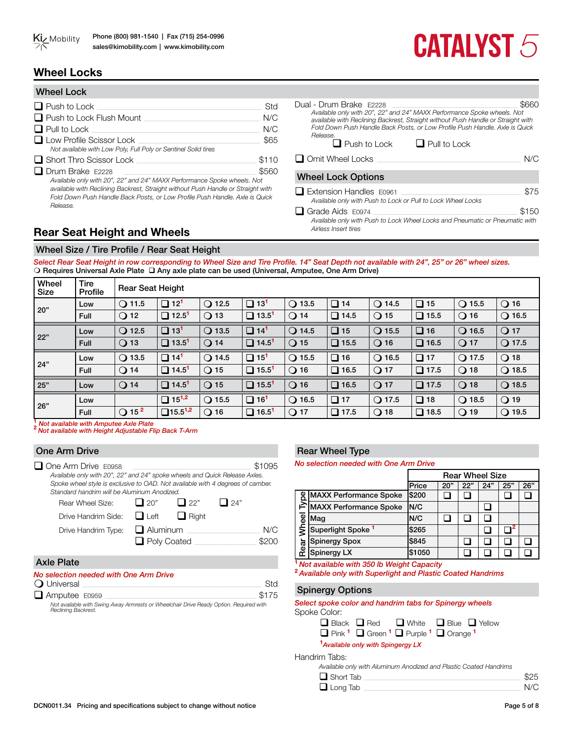# Wheel Locks

## Wheel Lock

- ❑ Push to Lock — Std
- ❑ Push to Lock Flush Mount — N/C
- ❑ Pull to Lock — N/C
- ❑ Low Profile Scissor Lock — $65
  *Not available with Low Poly, Full Poly or Sentinel Solid tires*
- ❑ Short Thro Scissor Lock — $110
- ❑ Drum Brake E2228 — $560
  *Available only with 20", 22" and 24" MAXX Performance Spoke wheels. Not available with Reclining Backrest, Straight without Push Handle or Straight with Fold Down Push Handle Back Posts, or Low Profile Push Handle. Axle is Quick Release.*
- Dual - Drum Brake E2228 — $660
  *Available only with 20", 22" and 24" MAXX Performance Spoke wheels. Not available with Reclining Backrest, Straight without Push Handle or Straight with Fold Down Push Handle Back Posts, or Low Profile Push Handle. Axle is Quick Release.*
  ❑ Push to Lock ❑ Pull to Lock
- ❑ Omit Wheel Locks — N/C

## Wheel Lock Options

- ❑ Extension Handles E0961 — $75
  *Available only with Push to Lock or Pull to Lock Wheel Locks*
- ❑ Grade Aids E0974 — $150
  *Available only with Push to Lock Wheel Locks and Pneumatic or Pneumatic with Airless Insert tires*

# Rear Seat Height and Wheels

## Wheel Size / Tire Profile / Rear Seat Height

*Select Rear Seat Height in row corresponding to Wheel Size and Tire Profile. 14" Seat Depth not available with 24", 25" or 26" wheel sizes.*
❍ Requires Universal Axle Plate ❑ Any axle plate can be used (Universal, Amputee, One Arm Drive)

| Wheel Size | Tire Profile | Rear Seat Height | | | | | | | | | |
|---|---|---|---|---|---|---|---|---|---|---|---|
| 20" | Low | ❍ 11.5 | ❑ 12[1] | ❍ 12.5 | ❑ 13[1] | ❍ 13.5 | ❑ 14 | ❍ 14.5 | ❑ 15 | ❍ 15.5 | ❍ 16 |
| | Full | ❍ 12 | ❑ 12.5[1] | ❍ 13 | ❑ 13.5[1] | ❍ 14 | ❑ 14.5 | ❍ 15 | ❑ 15.5 | ❍ 16 | ❍ 16.5 |
| 22" | Low | ❍ 12.5 | ❑ 13[1] | ❍ 13.5 | ❑ 14[1] | ❍ 14.5 | ❑ 15 | ❍ 15.5 | ❑ 16 | ❍ 16.5 | ❍ 17 |
| | Full | ❍ 13 | ❑ 13.5[1] | ❍ 14 | ❑ 14.5[1] | ❍ 15 | ❑ 15.5 | ❍ 16 | ❑ 16.5 | ❍ 17 | ❍ 17.5 |
| 24" | Low | ❍ 13.5 | ❑ 14[1] | ❍ 14.5 | ❑ 15[1] | ❍ 15.5 | ❑ 16 | ❍ 16.5 | ❑ 17 | ❍ 17.5 | ❍ 18 |
| | Full | ❍ 14 | ❑ 14.5[1] | ❍ 15 | ❑ 15.5[1] | ❍ 16 | ❑ 16.5 | ❍ 17 | ❑ 17.5 | ❍ 18 | ❍ 18.5 |
| 25" | Low | ❍ 14 | ❑ 14.5[1] | ❍ 15 | ❑ 15.5[1] | ❍ 16 | ❑ 16.5 | ❍ 17 | ❑ 17.5 | ❍ 18 | ❍ 18.5 |
| 26" | Low | | ❑ 15[1,2] | ❍ 15.5 | ❑ 16[1] | ❍ 16.5 | ❑ 17 | ❍ 17.5 | ❑ 18 | ❍ 18.5 | ❍ 19 |
| | Full | ❍ 15[2] | ❑ 15.5[1,2] | ❍ 16 | ❑ 16.5[1] | ❍ 17 | ❑ 17.5 | ❍ 18 | ❑ 18.5 | ❍ 19 | ❍ 19.5 |

[1] *Not available with Amputee Axle Plate*
[2] *Not available with Height Adjustable Flip Back T-Arm*

## One Arm Drive

- ❑ One Arm Drive E0958 — $1095
  *Available only with 20", 22" and 24" spoke wheels and Quick Release Axles. Spoke wheel style is exclusive to OAD. Not available with 4 degrees of camber. Standard handrim will be Aluminum Anodized.*

Rear Wheel Size: ❑ 20" ❑ 22" ❑ 24"

Drive Handrim Side: ❑ Left ❑ Right

Drive Handrim Type:
- ❑ Aluminum — N/C
- ❑ Poly Coated — $200

## Axle Plate

*No selection needed with One Arm Drive*

- ❍ Universal — Std
- ❑ Amputee E0959 — $175
  *Not available with Swing Away Armrests or Wheelchair Drive Ready Option. Required with Reclining Backrest.*

## Rear Wheel Type

*No selection needed with One Arm Drive*

| Rear Wheel Type | Price | 20" | 22" | 24" | 25" | 26" |
|---|---|---|---|---|---|---|
| MAXX Performance Spoke | $200 | ❑ | ❑ | | ❑ | ❑ |
| MAXX Performance Spoke | N/C | | | ❑ | | |
| Mag | N/C | ❑ | ❑ | ❑ | | |
| Superlight Spoke [1] | $265 | | | ❑ | ❑[2] | |
| Spinergy Spox | $845 | | ❑ | ❑ | ❑ | ❑ |
| Spinergy LX | $1050 | | ❑ | ❑ | ❑ | ❑ |

[1] *Not available with 350 lb Weight Capacity*
[2] *Available only with Superlight and Plastic Coated Handrims*

## Spinergy Options

*Select spoke color and handrim tabs for Spinergy wheels*

Spoke Color:

❑ Black ❑ Red ❑ White ❑ Blue ❑ Yellow
❑ Pink [1] ❑ Green [1] ❑ Purple [1] ❑ Orange [1]

[1] *Available only with Spingergy LX*

Handrim Tabs:

*Available only with Aluminum Anodized and Plastic Coated Handrims*

- ❑ Short Tab — $25
- ❑ Long Tab — N/C

DCN0011.34 Pricing and specifications subject to change without notice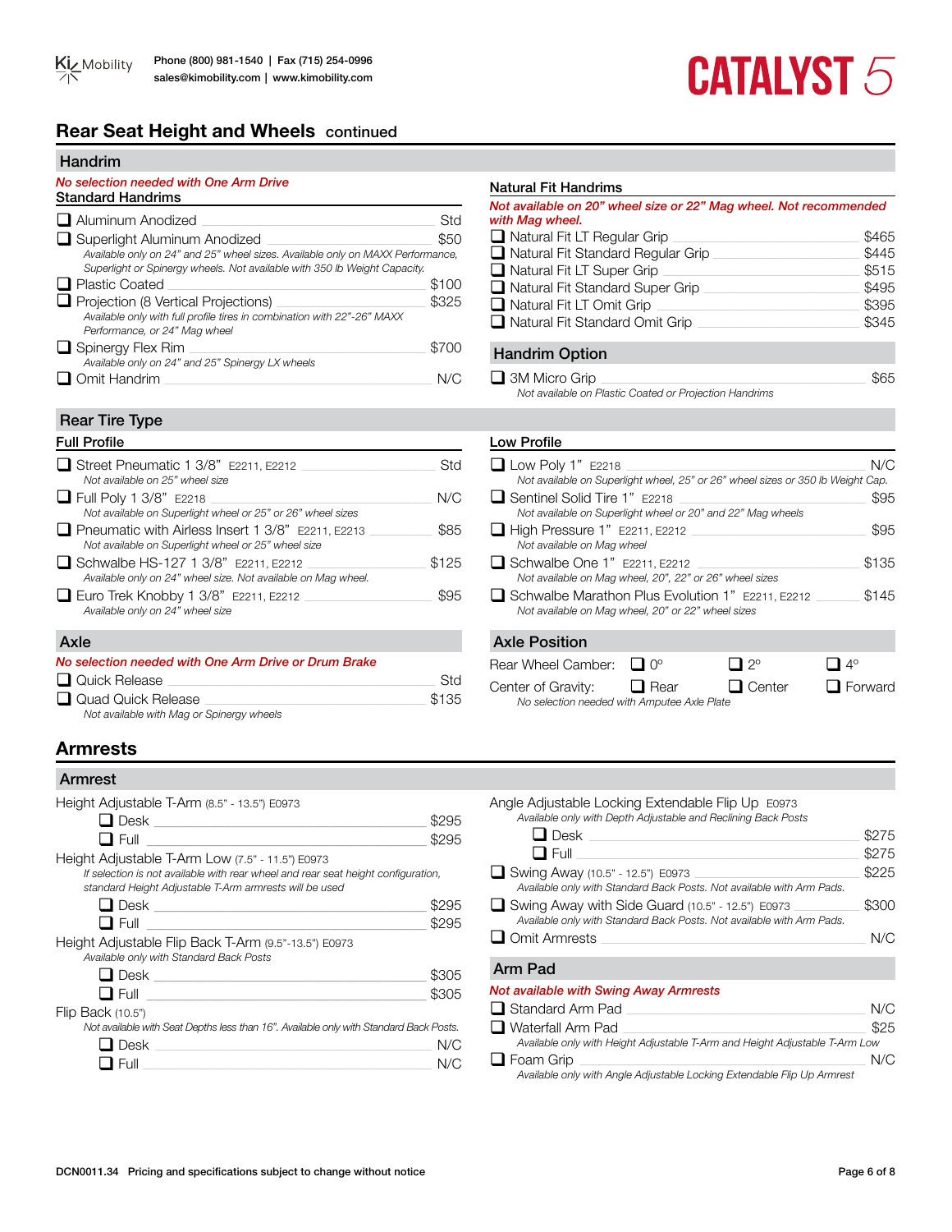## Rear Seat Height and Wheels continued

### Handrim

*No selection needed with One Arm Drive*

**Standard Handrims**

- ❑ Aluminum Anodized — Std
- ❑ Superlight Aluminum Anodized — $50
  *Available only on 24" and 25" wheel sizes. Available only on MAXX Performance, Superlight or Spinergy wheels. Not available with 350 lb Weight Capacity.*
- ❑ Plastic Coated — $100
- ❑ Projection (8 Vertical Projections) — $325
  *Available only with full profile tires in combination with 22"-26" MAXX Performance, or 24" Mag wheel*
- ❑ Spinergy Flex Rim — $700
  *Available only on 24" and 25" Spinergy LX wheels*
- ❑ Omit Handrim — N/C

**Natural Fit Handrims**

*Not available on 20" wheel size or 22" Mag wheel. Not recommended with Mag wheel.*

- ❑ Natural Fit LT Regular Grip — $465
- ❑ Natural Fit Standard Regular Grip — $445
- ❑ Natural Fit LT Super Grip — $515
- ❑ Natural Fit Standard Super Grip — $495
- ❑ Natural Fit LT Omit Grip — $395
- ❑ Natural Fit Standard Omit Grip — $345

### Handrim Option

- ❑ 3M Micro Grip — $65
  *Not available on Plastic Coated or Projection Handrims*

### Rear Tire Type

**Full Profile**

- ❑ Street Pneumatic 1 3/8" E2211, E2212 — Std
  *Not available on 25" wheel size*
- ❑ Full Poly 1 3/8" E2218 — N/C
  *Not available on Superlight wheel or 25" or 26" wheel sizes*
- ❑ Pneumatic with Airless Insert 1 3/8" E2211, E2213 — $85
  *Not available on Superlight wheel or 25" wheel size*
- ❑ Schwalbe HS-127 1 3/8" E2211, E2212 — $125
  *Available only on 24" wheel size. Not available on Mag wheel.*
- ❑ Euro Trek Knobby 1 3/8" E2211, E2212 — $95
  *Available only on 24" wheel size*

**Low Profile**

- ❑ Low Poly 1" E2218 — N/C
  *Not available on Superlight wheel, 25" or 26" wheel sizes or 350 lb Weight Cap.*
- ❑ Sentinel Solid Tire 1" E2218 — $95
  *Not available on Superlight wheel or 20" and 22" Mag wheels*
- ❑ High Pressure 1" E2211, E2212 — $95
  *Not available on Mag wheel*
- ❑ Schwalbe One 1" E2211, E2212 — $135
  *Not available on Mag wheel, 20", 22" or 26" wheel sizes*
- ❑ Schwalbe Marathon Plus Evolution 1" E2211, E2212 — $145
  *Not available on Mag wheel, 20" or 22" wheel sizes*

### Axle

*No selection needed with One Arm Drive or Drum Brake*

- ❑ Quick Release — Std
- ❑ Quad Quick Release — $135
  *Not available with Mag or Spinergy wheels*

### Axle Position

Rear Wheel Camber: ❑ 0° ❑ 2° ❑ 4°

Center of Gravity: ❑ Rear ❑ Center ❑ Forward

*No selection needed with Amputee Axle Plate*

## Armrests

### Armrest

Height Adjustable T-Arm (8.5" - 13.5") E0973
- ❑ Desk — $295
- ❑ Full — $295

Height Adjustable T-Arm Low (7.5" - 11.5") E0973
*If selection is not available with rear wheel and rear seat height configuration, standard Height Adjustable T-Arm armrests will be used*
- ❑ Desk — $295
- ❑ Full — $295

Height Adjustable Flip Back T-Arm (9.5"-13.5") E0973
*Available only with Standard Back Posts*
- ❑ Desk — $305
- ❑ Full — $305

Flip Back (10.5")
*Not available with Seat Depths less than 16". Available only with Standard Back Posts.*
- ❑ Desk — N/C
- ❑ Full — N/C

Angle Adjustable Locking Extendable Flip Up E0973
*Available only with Depth Adjustable and Reclining Back Posts*
- ❑ Desk — $275
- ❑ Full — $275

- ❑ Swing Away (10.5" - 12.5") E0973 — $225
  *Available only with Standard Back Posts. Not available with Arm Pads.*
- ❑ Swing Away with Side Guard (10.5" - 12.5") E0973 — $300
  *Available only with Standard Back Posts. Not available with Arm Pads.*
- ❑ Omit Armrests — N/C

### Arm Pad

*Not available with Swing Away Armrests*

- ❑ Standard Arm Pad — N/C
- ❑ Waterfall Arm Pad — $25
  *Available only with Height Adjustable T-Arm and Height Adjustable T-Arm Low*
- ❑ Foam Grip — N/C
  *Available only with Angle Adjustable Locking Extendable Flip Up Armrest*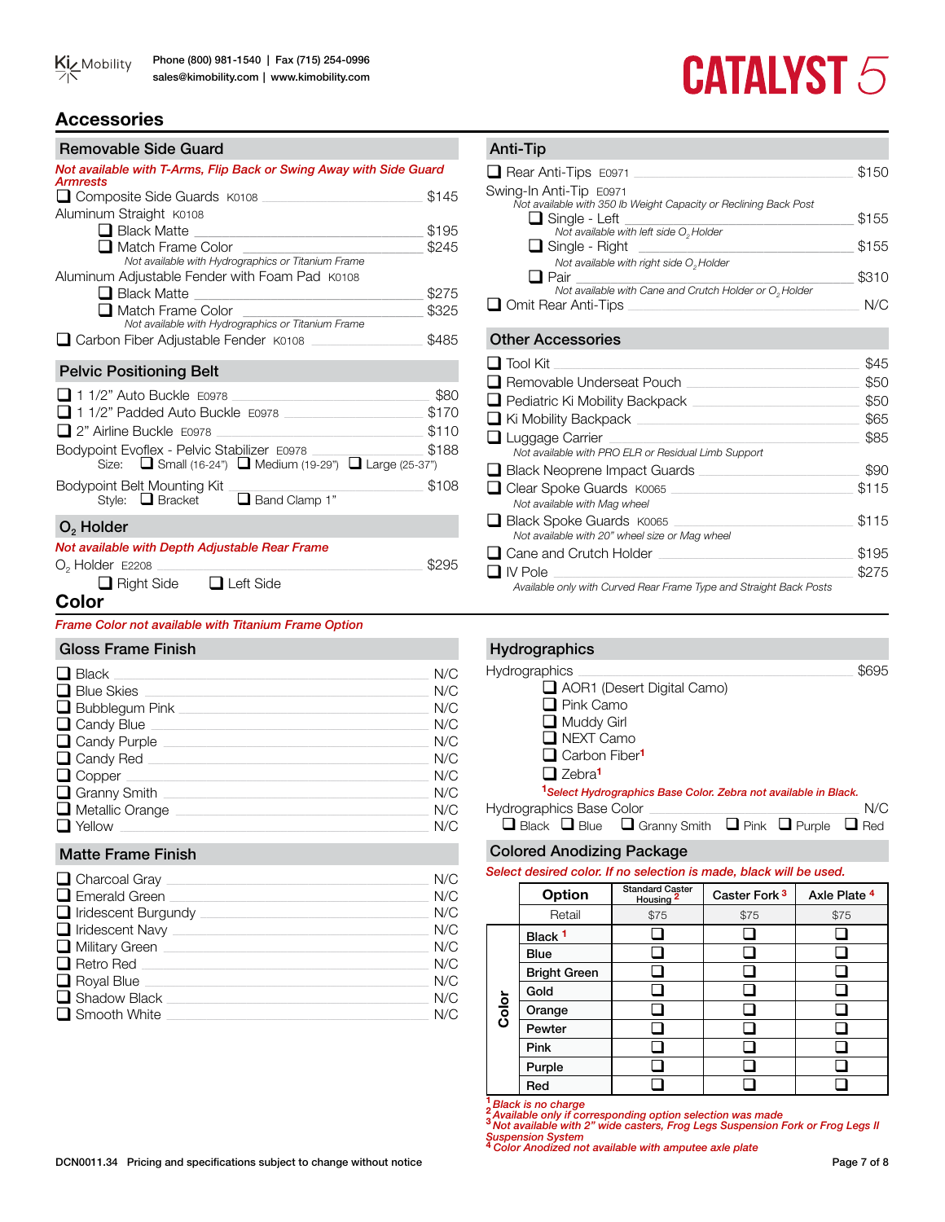# CATALYST 5

## Accessories

### Removable Side Guard

***Not available with T-Arms, Flip Back or Swing Away with Side Guard Armrests***

- ❑ Composite Side Guards K0108 — $145

Aluminum Straight K0108
- ❑ Black Matte — $195
- ❑ Match Frame Color — $245
  *Not available with Hydrographics or Titanium Frame*

Aluminum Adjustable Fender with Foam Pad K0108
- ❑ Black Matte — $275
- ❑ Match Frame Color — $325
  *Not available with Hydrographics or Titanium Frame*

- ❑ Carbon Fiber Adjustable Fender K0108 — $485

### Pelvic Positioning Belt

- ❑ 1 1/2" Auto Buckle E0978 — $80
- ❑ 1 1/2" Padded Auto Buckle E0978 — $170
- ❑ 2" Airline Buckle E0978 — $110

Bodypoint Evoflex - Pelvic Stabilizer E0978 — $188
Size: ❑ Small (16-24") ❑ Medium (19-29") ❑ Large (25-37")

Bodypoint Belt Mounting Kit — $108
Style: ❑ Bracket ❑ Band Clamp 1"

### $O_2$ Holder

***Not available with Depth Adjustable Rear Frame***

$O_2$ Holder E2208 — $295
❑ Right Side ❑ Left Side

### Anti-Tip

- ❑ Rear Anti-Tips E0971 — $150

Swing-In Anti-Tip E0971
*Not available with 350 lb Weight Capacity or Reclining Back Post*
- ❑ Single - Left — $155
  *Not available with left side $O_2$ Holder*
- ❑ Single - Right — $155
  *Not available with right side $O_2$ Holder*
- ❑ Pair — $310
  *Not available with Cane and Crutch Holder or $O_2$ Holder*

- ❑ Omit Rear Anti-Tips — N/C

### Other Accessories

- ❑ Tool Kit — $45
- ❑ Removable Underseat Pouch — $50
- ❑ Pediatric Ki Mobility Backpack — $50
- ❑ Ki Mobility Backpack — $65
- ❑ Luggage Carrier — $85
  *Not available with PRO ELR or Residual Limb Support*
- ❑ Black Neoprene Impact Guards — $90
- ❑ Clear Spoke Guards K0065 — $115
  *Not available with Mag wheel*
- ❑ Black Spoke Guards K0065 — $115
  *Not available with 20" wheel size or Mag wheel*
- ❑ Cane and Crutch Holder — $195
- ❑ IV Pole — $275
  *Available only with Curved Rear Frame Type and Straight Back Posts*

## Color

***Frame Color not available with Titanium Frame Option***

### Gloss Frame Finish

- ❑ Black — N/C
- ❑ Blue Skies — N/C
- ❑ Bubblegum Pink — N/C
- ❑ Candy Blue — N/C
- ❑ Candy Purple — N/C
- ❑ Candy Red — N/C
- ❑ Copper — N/C
- ❑ Granny Smith — N/C
- ❑ Metallic Orange — N/C
- ❑ Yellow — N/C

### Matte Frame Finish

- ❑ Charcoal Gray — N/C
- ❑ Emerald Green — N/C
- ❑ Iridescent Burgundy — N/C
- ❑ Iridescent Navy — N/C
- ❑ Military Green — N/C
- ❑ Retro Red — N/C
- ❑ Royal Blue — N/C
- ❑ Shadow Black — N/C
- ❑ Smooth White — N/C

### Hydrographics

Hydrographics — $695
- ❑ AOR1 (Desert Digital Camo)
- ❑ Pink Camo
- ❑ Muddy Girl
- ❑ NEXT Camo
- ❑ Carbon Fiber[1]
- ❑ Zebra[1]

***[1]Select Hydrographics Base Color. Zebra not available in Black.***

Hydrographics Base Color — N/C
❑ Black ❑ Blue ❑ Granny Smith ❑ Pink ❑ Purple ❑ Red

### Colored Anodizing Package

***Select desired color. If no selection is made, black will be used.***

| | Option | Standard Caster Housing [2] | Caster Fork [3] | Axle Plate [4] |
|---|---|---|---|---|
| | Retail | $75 | $75 | $75 |
| Color | Black [1] | ❑ | ❑ | ❑ |
| | Blue | ❑ | ❑ | ❑ |
| | Bright Green | ❑ | ❑ | ❑ |
| | Gold | ❑ | ❑ | ❑ |
| | Orange | ❑ | ❑ | ❑ |
| | Pewter | ❑ | ❑ | ❑ |
| | Pink | ❑ | ❑ | ❑ |
| | Purple | ❑ | ❑ | ❑ |
| | Red | ❑ | ❑ | ❑ |

*[1] Black is no charge*
*[2] Available only if corresponding option selection was made*
*[3] Not available with 2" wide casters, Frog Legs Suspension Fork or Frog Legs II Suspension System*
*[4] Color Anodized not available with amputee axle plate*

DCN0011.34 Pricing and specifications subject to change without notice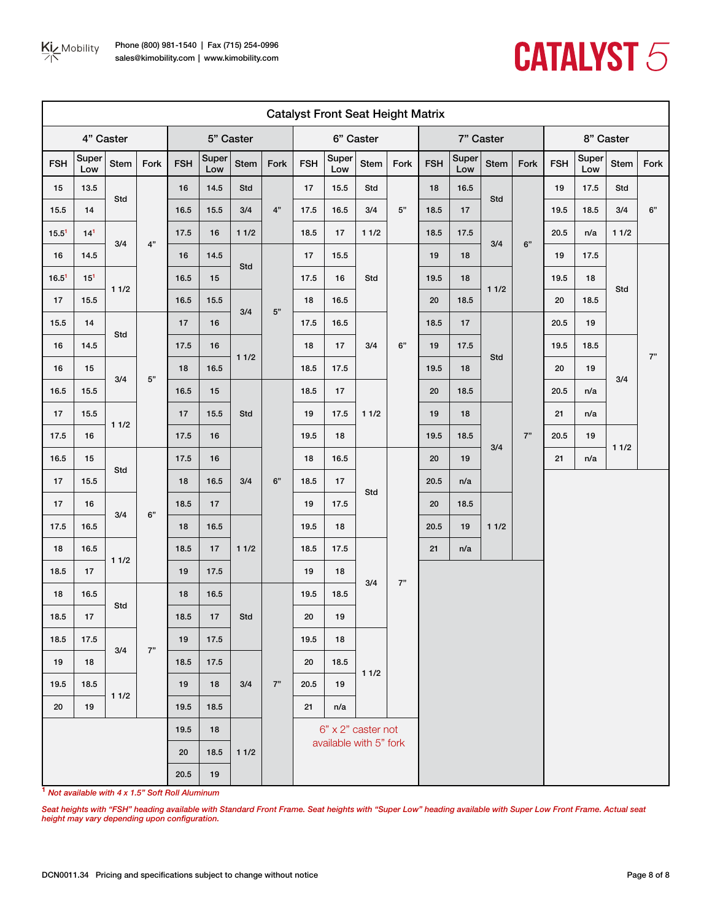## Catalyst Front Seat Height Matrix

| 4" Caster | | | | 5" Caster | | | | 6" Caster | | | | 7" Caster | | | | 8" Caster | | | |
|---|---|---|---|---|---|---|---|---|---|---|---|---|---|---|---|---|---|---|---|
| FSH | Super Low | Stem | Fork | FSH | Super Low | Stem | Fork | FSH | Super Low | Stem | Fork | FSH | Super Low | Stem | Fork | FSH | Super Low | Stem | Fork |
| 15 | 13.5 | Std | 4" | 16 | 14.5 | Std | 4" | 17 | 15.5 | Std | 5" | 18 | 16.5 | Std | 6" | 19 | 17.5 | Std | 6" |
| 15.5 | 14 | | | 16.5 | 15.5 | 3/4 | | 17.5 | 16.5 | 3/4 | | 18.5 | 17 | | | 19.5 | 18.5 | 3/4 | |
| 15.5[1] | 14[1] | 3/4 | | 17.5 | 16 | 1 1/2 | | 18.5 | 17 | 1 1/2 | | 18.5 | 17.5 | 3/4 | | 20.5 | n/a | 1 1/2 | |
| 16 | 14.5 | | | 16 | 14.5 | Std | 5" | 17 | 15.5 | Std | 6" | 19 | 18 | | | 19 | 17.5 | Std | 7" |
| 16.5[1] | 15[1] | 1 1/2 | | 16.5 | 15 | | | 17.5 | 16 | | | 19.5 | 18 | 1 1/2 | | 19.5 | 18 | | |
| 17 | 15.5 | | | 16.5 | 15.5 | 3/4 | | 18 | 16.5 | | | 20 | 18.5 | | | 20 | 18.5 | | |
| 15.5 | 14 | Std | 5" | 17 | 16 | | | 17.5 | 16.5 | 3/4 | | 18.5 | 17 | Std | 7" | 20.5 | 19 | | |
| 16 | 14.5 | | | 17.5 | 16 | 1 1/2 | | 18 | 17 | | | 19 | 17.5 | | | 19.5 | 18.5 | 3/4 | |
| 16 | 15 | 3/4 | | 18 | 16.5 | | | 18.5 | 17.5 | | | 19.5 | 18 | | | 20 | 19 | | |
| 16.5 | 15.5 | | | 16.5 | 15 | Std | 6" | 18.5 | 17 | 1 1/2 | | 20 | 18.5 | | | 20.5 | n/a | | |
| 17 | 15.5 | 1 1/2 | | 17 | 15.5 | | | 19 | 17.5 | | | 19 | 18 | 3/4 | | 21 | n/a | | |
| 17.5 | 16 | | | 17.5 | 16 | | | 19.5 | 18 | | | 19.5 | 18.5 | | | 20.5 | 19 | 1 1/2 | |
| 16.5 | 15 | Std | 6" | 17.5 | 16 | 3/4 | | 18 | 16.5 | Std | 7" | 20 | 19 | | | 21 | n/a | | |
| 17 | 15.5 | | | 18 | 16.5 | | | 18.5 | 17 | | | 20.5 | n/a | | | | | | |
| 17 | 16 | 3/4 | | 18.5 | 17 | | | 19 | 17.5 | | | 20 | 18.5 | 1 1/2 | | | | | |
| 17.5 | 16.5 | | | 18 | 16.5 | 1 1/2 | | 19.5 | 18 | | | 20.5 | 19 | | | | | | |
| 18 | 16.5 | 1 1/2 | | 18.5 | 17 | | | 18.5 | 17.5 | 3/4 | | 21 | n/a | | | | | | |
| 18.5 | 17 | | | 19 | 17.5 | | | 19 | 18 | | | | | | | | | | |
| 18 | 16.5 | Std | 7" | 18 | 16.5 | Std | 7" | 19.5 | 18.5 | | | | | | | | | | |
| 18.5 | 17 | | | 18.5 | 17 | | | 20 | 19 | | | | | | | | | | |
| 18.5 | 17.5 | 3/4 | | 19 | 17.5 | | | 19.5 | 18 | 1 1/2 | | | | | | | | | |
| 19 | 18 | | | 18.5 | 17.5 | 3/4 | | 20 | 18.5 | | | | | | | | | | |
| 19.5 | 18.5 | 1 1/2 | | 19 | 18 | | | 20.5 | 19 | | | | | | | | | | |
| 20 | 19 | | | 19.5 | 18.5 | | | 21 | n/a | | | | | | | | | | |
| | | | | 19.5 | 18 | 1 1/2 | | 6" x 2" caster not available with 5" fork | | | | | | | | | | | |
| | | | | 20 | 18.5 | | | | | | | | | | | | | | |
| | | | | 20.5 | 19 | | | | | | | | | | | | | | |

[1] *Not available with 4 x 1.5" Soft Roll Aluminum*

*Seat heights with "FSH" heading available with Standard Front Frame. Seat heights with "Super Low" heading available with Super Low Front Frame. Actual seat height may vary depending upon configuration.*

DCN0011.34 Pricing and specifications subject to change without notice